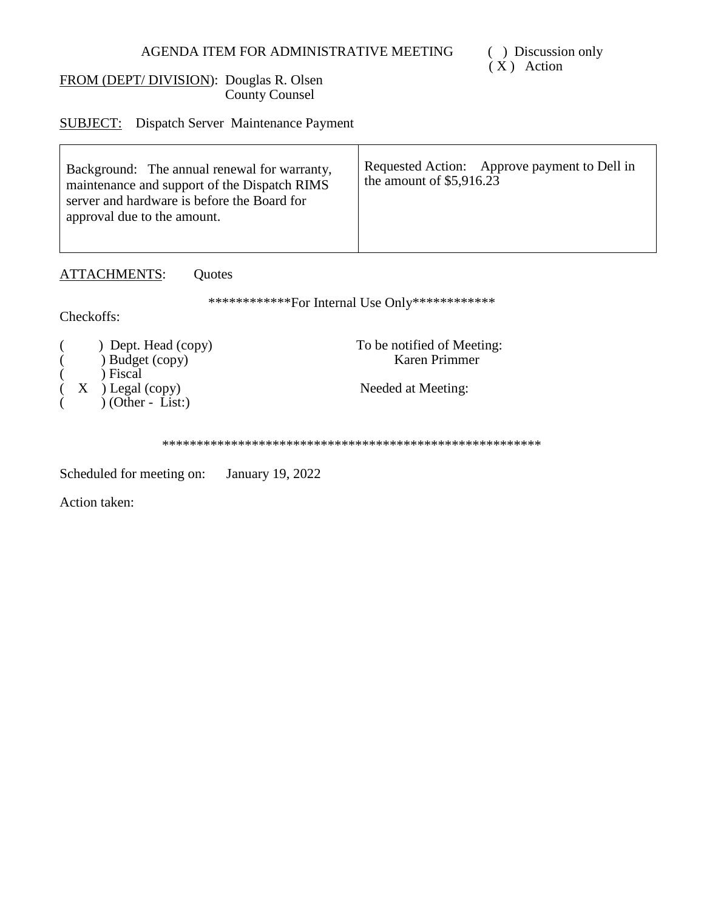AGENDA ITEM FOR ADMINISTRATIVE MEETING ( ) Discussion only
( X ) Action

FROM (DEPT/ DIVISION): Douglas R. Olsen
County Counsel

SUBJECT: Dispatch Server Maintenance Payment

| Background: The annual renewal for warranty, maintenance and support of the Dispatch RIMS server and hardware is before the Board for approval due to the amount. | Requested Action: Approve payment to Dell in the amount of $5,916.23 |
|---|---|

ATTACHMENTS: Quotes

************For Internal Use Only************

Checkoffs:

( ) Dept. Head (copy)
( ) Budget (copy)
( ) Fiscal
( X ) Legal (copy)
( ) (Other - List:)

To be notified of Meeting:
Karen Primmer

Needed at Meeting:

*******************************************************

Scheduled for meeting on: January 19, 2022

Action taken: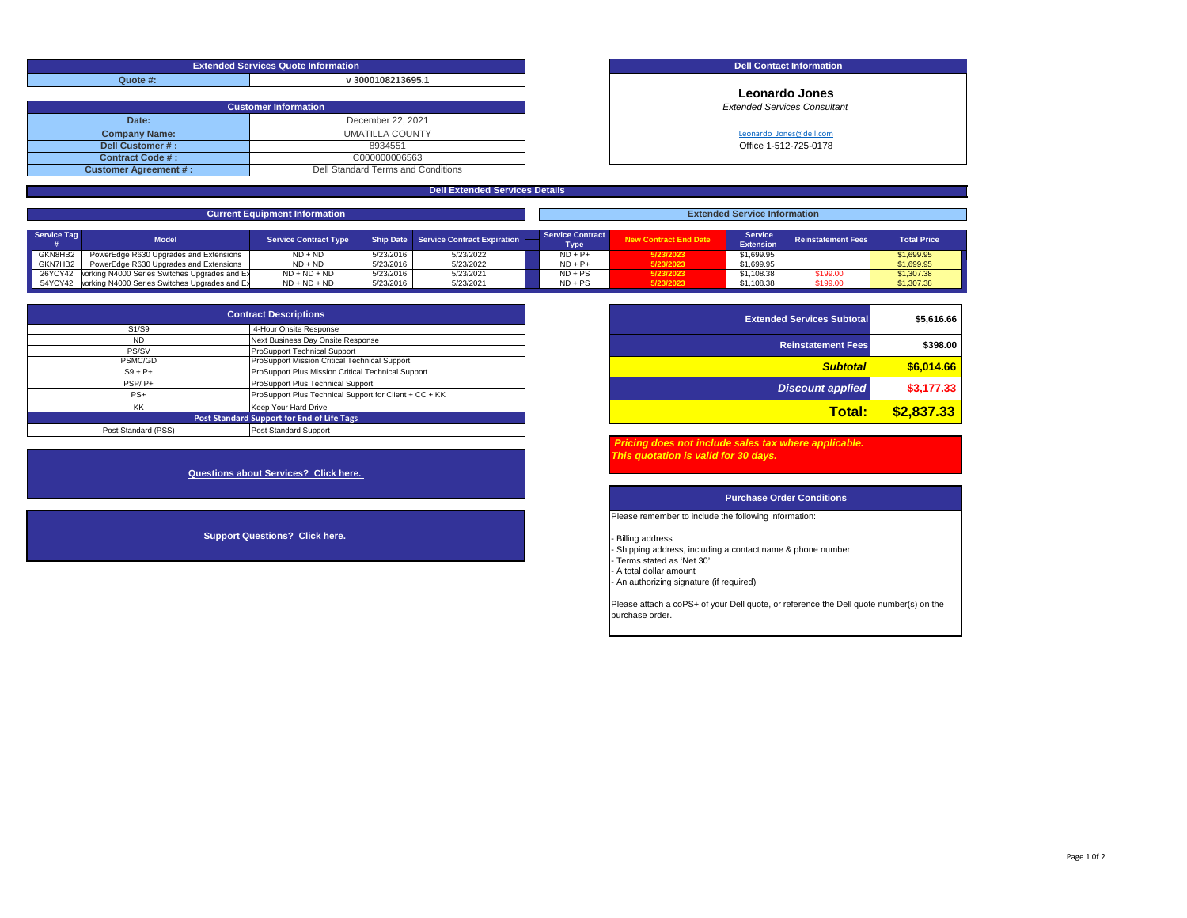| Extended Services Quote Information | |
|---|---|
| Quote #: | v 3000108213695.1 |

| Customer Information | |
|---|---|
| Date: | December 22, 2021 |
| Company Name: | UMATILLA COUNTY |
| Dell Customer # : | 8934551 |
| Contract Code # : | C000000006563 |
| Customer Agreement # : | Dell Standard Terms and Conditions |

**Dell Contact Information**

**Leonardo Jones**
*Extended Services Consultant*

Leonardo_Jones@dell.com
Office 1-512-725-0178

## Dell Extended Services Details

| Current Equipment Information | | | | | Extended Service Information | | | | |
|---|---|---|---|---|---|---|---|---|---|
| Service Tag # | Model | Service Contract Type | Ship Date | Service Contract Expiration | Service Contract Type | New Contract End Date | Service Extension | Reinstatement Fees | Total Price |
| GKN8HB2 | PowerEdge R630 Upgrades and Extensions | ND + ND | 5/23/2016 | 5/23/2022 | ND + P+ | 5/23/2023 | $1,699.95 | | $1,699.95 |
| GKN7HB2 | PowerEdge R630 Upgrades and Extensions | ND + ND | 5/23/2016 | 5/23/2022 | ND + P+ | 5/23/2023 | $1,699.95 | | $1,699.95 |
| 26YCY42 | working N4000 Series Switches Upgrades and Ex | ND + ND + ND | 5/23/2016 | 5/23/2021 | ND + PS | 5/23/2023 | $1,108.38 | $199.00 | $1,307.38 |
| 54YCY42 | working N4000 Series Switches Upgrades and Ex | ND + ND + ND | 5/23/2016 | 5/23/2021 | ND + PS | 5/23/2023 | $1,108.38 | $199.00 | $1,307.38 |

| Contract Descriptions | |
|---|---|
| S1/S9 | 4-Hour Onsite Response |
| ND | Next Business Day Onsite Response |
| PS/SV | ProSupport Technical Support |
| PSMC/GD | ProSupport Mission Critical Technical Support |
| S9 + P+ | ProSupport Plus Mission Critical Technical Support |
| PSP/ P+ | ProSupport Plus Technical Support |
| PS+ | ProSupport Plus Technical Support for Client + CC + KK |
| KK | Keep Your Hard Drive |
| **Post Standard Support for End of Life Tags** | |
| Post Standard (PSS) | Post Standard Support |

| | |
|---|---|
| Extended Services Subtotal | $5,616.66 |
| Reinstatement Fees | $398.00 |
| ***Subtotal*** | **$6,014.66** |
| ***Discount applied*** | **$3,177.33** |
| **Total:** | **$2,837.33** |

***Pricing does not include sales tax where applicable.***
***This quotation is valid for 30 days.***

**Questions about Services? Click here.**

**Support Questions? Click here.**

### Purchase Order Conditions

Please remember to include the following information:

- Billing address
- Shipping address, including a contact name & phone number
- Terms stated as 'Net 30'
- A total dollar amount
- An authorizing signature (if required)

Please attach a coPS+ of your Dell quote, or reference the Dell quote number(s) on the purchase order.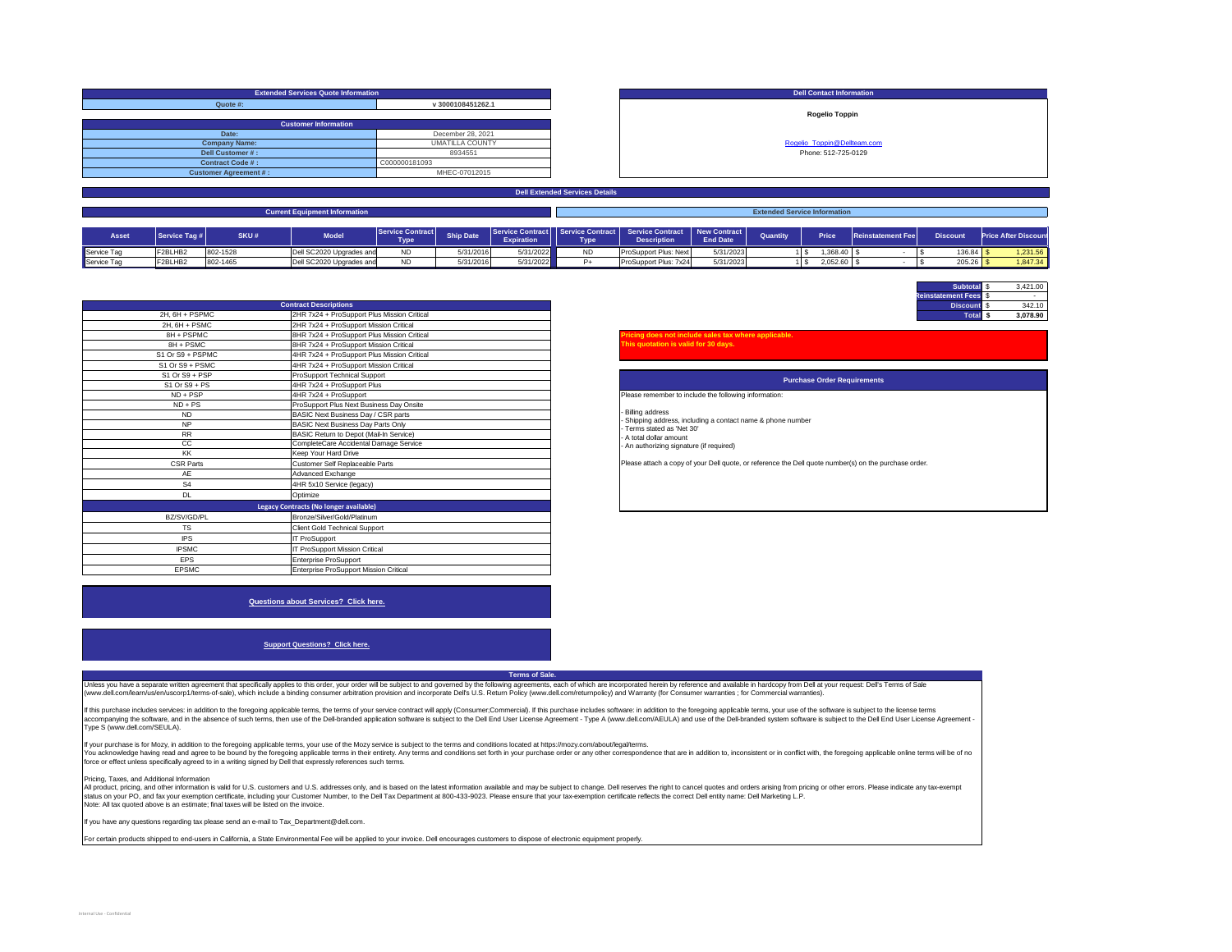## Extended Services Quote Information

| | |
|---|---|
| Quote #: | v 3000108451262.1 |

## Customer Information

| | |
|---|---|
| Date: | December 28, 2021 |
| Company Name: | UMATILLA COUNTY |
| Dell Customer # : | 8934551 |
| Contract Code # : | C000000181093 |
| Customer Agreement # : | MHEC-07012015 |

## Dell Contact Information

**Rogelio Toppin**

Rogelio_Toppin@Dellteam.com

Phone: 512-725-0129

## Dell Extended Services Details

| Current Equipment Information | | | | | | | Extended Service Information | | | | | | | |
|---|---|---|---|---|---|---|---|---|---|---|---|---|---|---|
| **Asset** | **Service Tag #** | **SKU #** | **Model** | **Service Contract Type** | **Ship Date** | **Service Contract Expiration** | **Service Contract Type** | **Service Contract Description** | **New Contract End Date** | **Quantity** | **Price** | **Reinstatement Fee** | **Discount** | **Price After Discount** |
| Service Tag | F2BLHB2 | 802-1528 | Dell SC2020 Upgrades and | ND | 5/31/2016 | 5/31/2022 | ND | ProSupport Plus: Next | 5/31/2023 | 1 | $ 1,368.40 | $ - | $ 136.84 | $ 1,231.56 |
| Service Tag | F2BLHB2 | 802-1465 | Dell SC2020 Upgrades and | ND | 5/31/2016 | 5/31/2022 | P+ | ProSupport Plus: 7x24 | 5/31/2023 | 1 | $ 2,052.60 | $ - | $ 205.26 | $ 1,847.34 |

| | |
|---|---|
| Subtotal | $ 3,421.00 |
| Reinstatement Fees | $ - |
| Discount | $ 342.10 |
| **Total** | **$ 3,078.90** |

**Pricing does not include sales tax where applicable.**
**This quotation is valid for 30 days.**

## Contract Descriptions

| | |
|---|---|
| 2H, 6H + PSPMC | 2HR 7x24 + ProSupport Plus Mission Critical |
| 2H, 6H + PSMC | 2HR 7x24 + ProSupport Mission Critical |
| 8H + PSPMC | 8HR 7x24 + ProSupport Plus Mission Critical |
| 8H + PSMC | 8HR 7x24 + ProSupport Mission Critical |
| S1 Or S9 + PSPMC | 4HR 7x24 + ProSupport Plus Mission Critical |
| S1 Or S9 + PSMC | 4HR 7x24 + ProSupport Mission Critical |
| S1 Or S9 + PSP | ProSupport Technical Support |
| S1 Or S9 + PS | 4HR 7x24 + ProSupport Plus |
| ND + PSP | 4HR 7x24 + ProSupport |
| ND + PS | ProSupport Plus Next Business Day Onsite |
| ND | BASIC Next Business Day / CSR parts |
| NP | BASIC Next Business Day Parts Only |
| RR | BASIC Return to Depot (Mail-In Service) |
| CC | CompleteCare Accidental Damage Service |
| KK | Keep Your Hard Drive |
| CSR Parts | Customer Self Replaceable Parts |
| AE | Advanced Exchange |
| S4 | 4HR 5x10 Service (legacy) |
| DL | Optimize |
| **Legacy Contracts (No longer available)** | |
| BZ/SV/GD/PL | Bronze/Silver/Gold/Platinum |
| TS | Client Gold Technical Support |
| IPS | IT ProSupport |
| IPSMC | IT ProSupport Mission Critical |
| EPS | Enterprise ProSupport |
| EPSMC | Enterprise ProSupport Mission Critical |

## Purchase Order Requirements

Please remember to include the following information:

- Billing address
- Shipping address, including a contact name & phone number
- Terms stated as 'Net 30'
- A total dollar amount
- An authorizing signature (if required)

Please attach a copy of your Dell quote, or reference the Dell quote number(s) on the purchase order.

**Questions about Services? Click here.**

**Support Questions? Click here.**

## Terms of Sale.

Unless you have a separate written agreement that specifically applies to this order, your order will be subject to and governed by the following agreements, each of which are incorporated herein by reference and available in hardcopy from Dell at your request: Dell's Terms of Sale (www.dell.com/learn/us/en/uscorp1/terms-of-sale), which include a binding consumer arbitration provision and incorporate Dell's U.S. Return Policy (www.dell.com/returnpolicy) and Warranty (for Consumer warranties ; for Commercial warranties).

If this purchase includes services: in addition to the foregoing applicable terms, the terms of your service contract will apply (Consumer;Commercial). If this purchase includes software: in addition to the foregoing applicable terms, your use of the software is subject to the license terms accompanying the software, and in the absence of such terms, then use of the Dell-branded application software is subject to the Dell End User License Agreement - Type A (www.dell.com/AEULA) and use of the Dell-branded system software is subject to the Dell End User License Agreement - Type S (www.dell.com/SEULA).

If your purchase is for Mozy, in addition to the foregoing applicable terms, your use of the Mozy service is subject to the terms and conditions located at https://mozy.com/about/legal/terms.
You acknowledge having read and agree to be bound by the foregoing applicable terms in their entirety. Any terms and conditions set forth in your purchase order or any other correspondence that are in addition to, inconsistent or in conflict with, the foregoing applicable online terms will be of no force or effect unless specifically agreed to in a writing signed by Dell that expressly references such terms.

Pricing, Taxes, and Additional Information
All product, pricing, and other information is valid for U.S. customers and U.S. addresses only, and is based on the latest information available and may be subject to change. Dell reserves the right to cancel quotes and orders arising from pricing or other errors. Please indicate any tax-exempt status on your PO, and fax your exemption certificate, including your Customer Number, to the Dell Tax Department at 800-433-9023. Please ensure that your tax-exemption certificate reflects the correct Dell entity name: Dell Marketing L.P.
Note: All tax quoted above is an estimate; final taxes will be listed on the invoice.

If you have any questions regarding tax please send an e-mail to Tax_Department@dell.com.

For certain products shipped to end-users in California, a State Environmental Fee will be applied to your invoice. Dell encourages customers to dispose of electronic equipment properly.

Internal Use - Confidential